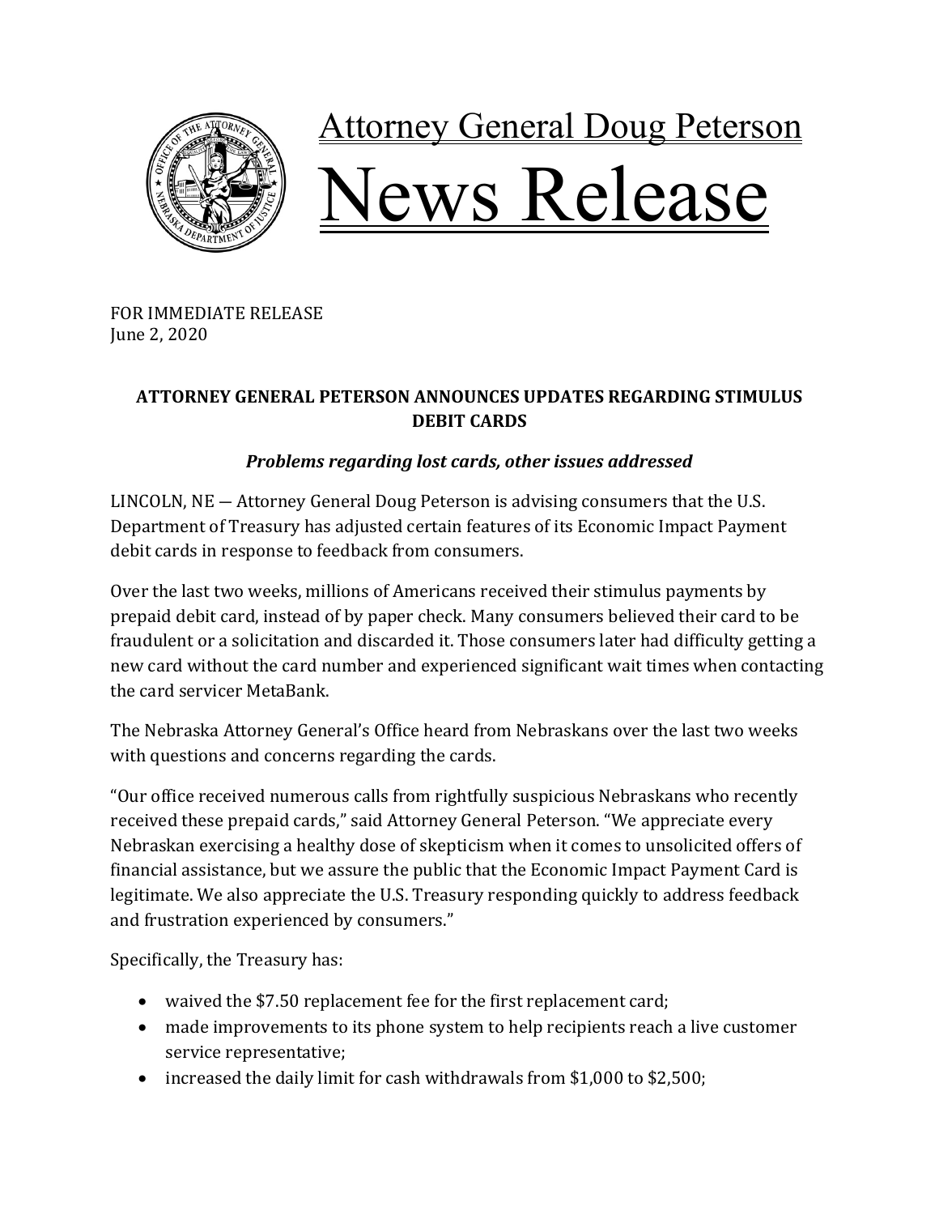# Attorney General Doug Peterson

# News Release

FOR IMMEDIATE RELEASE
June 2, 2020

**ATTORNEY GENERAL PETERSON ANNOUNCES UPDATES REGARDING STIMULUS DEBIT CARDS**

***Problems regarding lost cards, other issues addressed***

LINCOLN, NE — Attorney General Doug Peterson is advising consumers that the U.S. Department of Treasury has adjusted certain features of its Economic Impact Payment debit cards in response to feedback from consumers.

Over the last two weeks, millions of Americans received their stimulus payments by prepaid debit card, instead of by paper check. Many consumers believed their card to be fraudulent or a solicitation and discarded it. Those consumers later had difficulty getting a new card without the card number and experienced significant wait times when contacting the card servicer MetaBank.

The Nebraska Attorney General's Office heard from Nebraskans over the last two weeks with questions and concerns regarding the cards.

"Our office received numerous calls from rightfully suspicious Nebraskans who recently received these prepaid cards," said Attorney General Peterson. "We appreciate every Nebraskan exercising a healthy dose of skepticism when it comes to unsolicited offers of financial assistance, but we assure the public that the Economic Impact Payment Card is legitimate. We also appreciate the U.S. Treasury responding quickly to address feedback and frustration experienced by consumers."

Specifically, the Treasury has:

- waived the $7.50 replacement fee for the first replacement card;
- made improvements to its phone system to help recipients reach a live customer service representative;
- increased the daily limit for cash withdrawals from $1,000 to $2,500;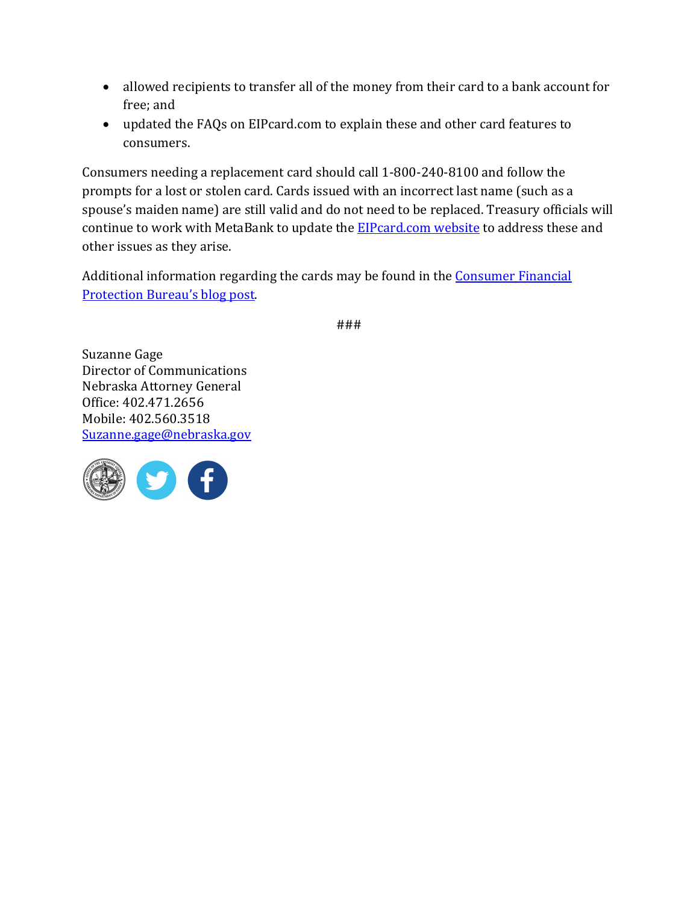- allowed recipients to transfer all of the money from their card to a bank account for free; and
- updated the FAQs on EIPcard.com to explain these and other card features to consumers.

Consumers needing a replacement card should call 1-800-240-8100 and follow the prompts for a lost or stolen card. Cards issued with an incorrect last name (such as a spouse's maiden name) are still valid and do not need to be replaced. Treasury officials will continue to work with MetaBank to update the EIPcard.com website to address these and other issues as they arise.

Additional information regarding the cards may be found in the Consumer Financial Protection Bureau's blog post.

###

Suzanne Gage  
Director of Communications  
Nebraska Attorney General  
Office: 402.471.2656  
Mobile: 402.560.3518  
Suzanne.gage@nebraska.gov